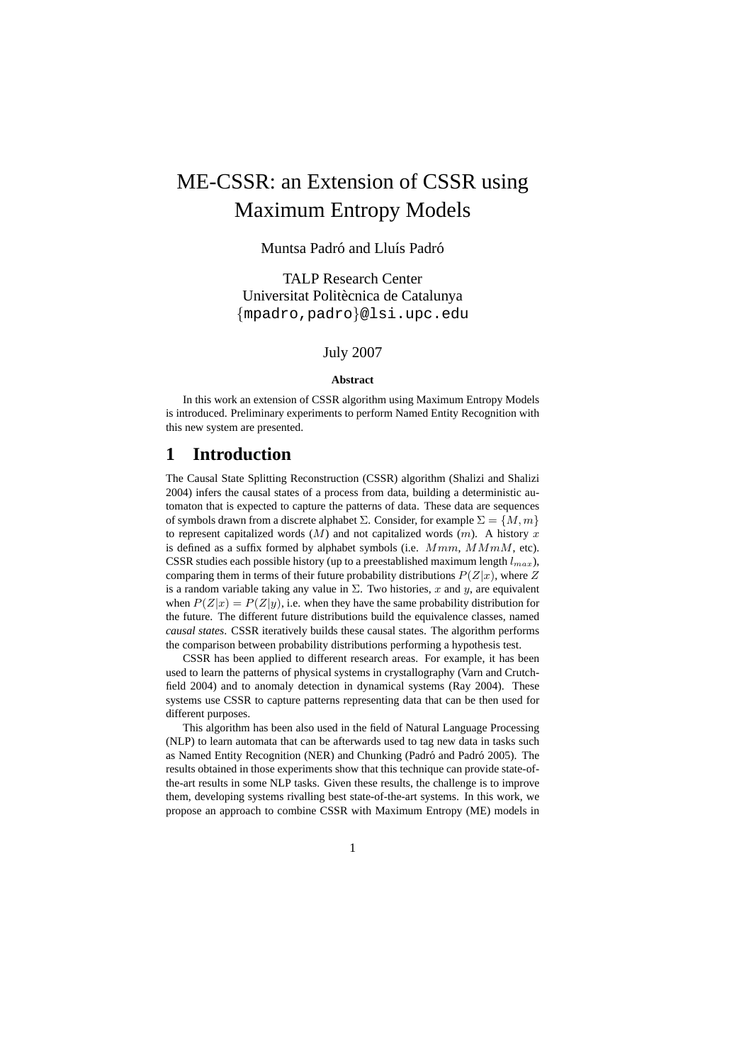# ME-CSSR: an Extension of CSSR using Maximum Entropy Models

Muntsa Padró and Lluís Padró

TALP Research Center
Universitat Politècnica de Catalunya
{mpadro,padro}@lsi.upc.edu

July 2007

**Abstract**

In this work an extension of CSSR algorithm using Maximum Entropy Models is introduced. Preliminary experiments to perform Named Entity Recognition with this new system are presented.

## 1 Introduction

The Causal State Splitting Reconstruction (CSSR) algorithm (Shalizi and Shalizi 2004) infers the causal states of a process from data, building a deterministic automaton that is expected to capture the patterns of data. These data are sequences of symbols drawn from a discrete alphabet $\Sigma$. Consider, for example $\Sigma = \{M, m\}$ to represent capitalized words ($M$) and not capitalized words ($m$). A history $x$ is defined as a suffix formed by alphabet symbols (i.e. $Mmm$, $MMmM$, etc). CSSR studies each possible history (up to a preestablished maximum length $l_{max}$), comparing them in terms of their future probability distributions $P(Z|x)$, where $Z$ is a random variable taking any value in $\Sigma$. Two histories, $x$ and $y$, are equivalent when $P(Z|x) = P(Z|y)$, i.e. when they have the same probability distribution for the future. The different future distributions build the equivalence classes, named *causal states*. CSSR iteratively builds these causal states. The algorithm performs the comparison between probability distributions performing a hypothesis test.

CSSR has been applied to different research areas. For example, it has been used to learn the patterns of physical systems in crystallography (Varn and Crutchfield 2004) and to anomaly detection in dynamical systems (Ray 2004). These systems use CSSR to capture patterns representing data that can be then used for different purposes.

This algorithm has been also used in the field of Natural Language Processing (NLP) to learn automata that can be afterwards used to tag new data in tasks such as Named Entity Recognition (NER) and Chunking (Padró and Padró 2005). The results obtained in those experiments show that this technique can provide state-of-the-art results in some NLP tasks. Given these results, the challenge is to improve them, developing systems rivalling best state-of-the-art systems. In this work, we propose an approach to combine CSSR with Maximum Entropy (ME) models in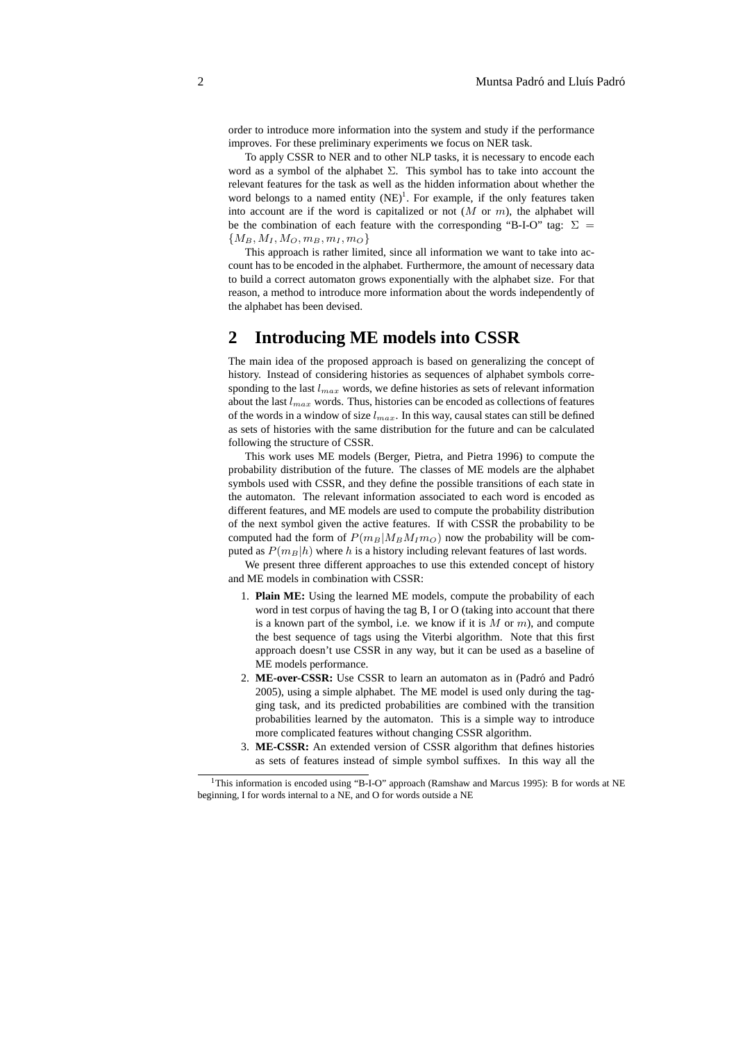order to introduce more information into the system and study if the performance improves. For these preliminary experiments we focus on NER task.

To apply CSSR to NER and to other NLP tasks, it is necessary to encode each word as a symbol of the alphabet $\Sigma$. This symbol has to take into account the relevant features for the task as well as the hidden information about whether the word belongs to a named entity (NE)[1]. For example, if the only features taken into account are if the word is capitalized or not ($M$ or $m$), the alphabet will be the combination of each feature with the corresponding "B-I-O" tag: $\Sigma = \{M_B, M_I, M_O, m_B, m_I, m_O\}$

This approach is rather limited, since all information we want to take into account has to be encoded in the alphabet. Furthermore, the amount of necessary data to build a correct automaton grows exponentially with the alphabet size. For that reason, a method to introduce more information about the words independently of the alphabet has been devised.

## 2 Introducing ME models into CSSR

The main idea of the proposed approach is based on generalizing the concept of history. Instead of considering histories as sequences of alphabet symbols corresponding to the last $l_{max}$ words, we define histories as sets of relevant information about the last $l_{max}$ words. Thus, histories can be encoded as collections of features of the words in a window of size $l_{max}$. In this way, causal states can still be defined as sets of histories with the same distribution for the future and can be calculated following the structure of CSSR.

This work uses ME models (Berger, Pietra, and Pietra 1996) to compute the probability distribution of the future. The classes of ME models are the alphabet symbols used with CSSR, and they define the possible transitions of each state in the automaton. The relevant information associated to each word is encoded as different features, and ME models are used to compute the probability distribution of the next symbol given the active features. If with CSSR the probability to be computed had the form of $P(m_B|M_B M_I m_O)$ now the probability will be computed as $P(m_B|h)$ where $h$ is a history including relevant features of last words.

We present three different approaches to use this extended concept of history and ME models in combination with CSSR:

1. **Plain ME:** Using the learned ME models, compute the probability of each word in test corpus of having the tag B, I or O (taking into account that there is a known part of the symbol, i.e. we know if it is $M$ or $m$), and compute the best sequence of tags using the Viterbi algorithm. Note that this first approach doesn't use CSSR in any way, but it can be used as a baseline of ME models performance.
2. **ME-over-CSSR:** Use CSSR to learn an automaton as in (Padró and Padró 2005), using a simple alphabet. The ME model is used only during the tagging task, and its predicted probabilities are combined with the transition probabilities learned by the automaton. This is a simple way to introduce more complicated features without changing CSSR algorithm.
3. **ME-CSSR:** An extended version of CSSR algorithm that defines histories as sets of features instead of simple symbol suffixes. In this way all the

[1] This information is encoded using "B-I-O" approach (Ramshaw and Marcus 1995): B for words at NE beginning, I for words internal to a NE, and O for words outside a NE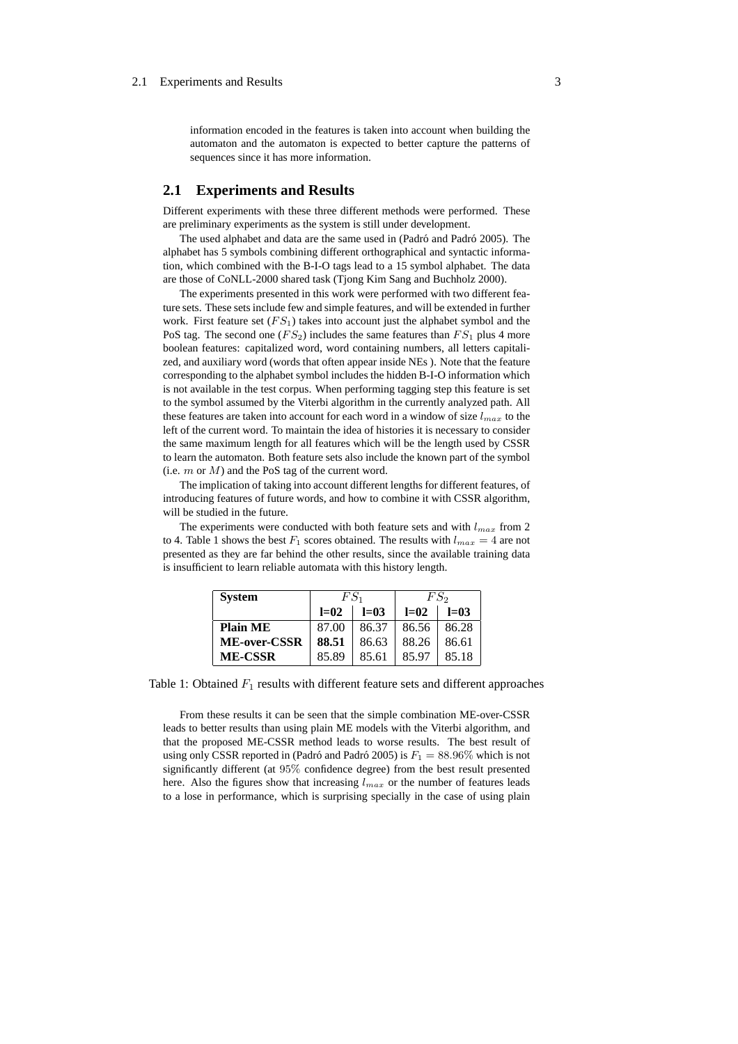information encoded in the features is taken into account when building the automaton and the automaton is expected to better capture the patterns of sequences since it has more information.

## 2.1 Experiments and Results

Different experiments with these three different methods were performed. These are preliminary experiments as the system is still under development.

The used alphabet and data are the same used in (Padró and Padró 2005). The alphabet has 5 symbols combining different orthographical and syntactic information, which combined with the B-I-O tags lead to a 15 symbol alphabet. The data are those of CoNLL-2000 shared task (Tjong Kim Sang and Buchholz 2000).

The experiments presented in this work were performed with two different feature sets. These sets include few and simple features, and will be extended in further work. First feature set ($FS_1$) takes into account just the alphabet symbol and the PoS tag. The second one ($FS_2$) includes the same features than $FS_1$ plus 4 more boolean features: capitalized word, word containing numbers, all letters capitalized, and auxiliary word (words that often appear inside NEs ). Note that the feature corresponding to the alphabet symbol includes the hidden B-I-O information which is not available in the test corpus. When performing tagging step this feature is set to the symbol assumed by the Viterbi algorithm in the currently analyzed path. All these features are taken into account for each word in a window of size $l_{max}$ to the left of the current word. To maintain the idea of histories it is necessary to consider the same maximum length for all features which will be the length used by CSSR to learn the automaton. Both feature sets also include the known part of the symbol (i.e. $m$ or $M$) and the PoS tag of the current word.

The implication of taking into account different lengths for different features, of introducing features of future words, and how to combine it with CSSR algorithm, will be studied in the future.

The experiments were conducted with both feature sets and with $l_{max}$ from 2 to 4. Table 1 shows the best $F_1$ scores obtained. The results with $l_{max} = 4$ are not presented as they are far behind the other results, since the available training data is insufficient to learn reliable automata with this history length.

| **System** | $FS_1$ | | $FS_2$ | |
|---|---|---|---|---|
| | **l=02** | **l=03** | **l=02** | **l=03** |
| **Plain ME** | 87.00 | 86.37 | 86.56 | 86.28 |
| **ME-over-CSSR** | **88.51** | 86.63 | 88.26 | 86.61 |
| **ME-CSSR** | 85.89 | 85.61 | 85.97 | 85.18 |

Table 1: Obtained $F_1$ results with different feature sets and different approaches

From these results it can be seen that the simple combination ME-over-CSSR leads to better results than using plain ME models with the Viterbi algorithm, and that the proposed ME-CSSR method leads to worse results. The best result of using only CSSR reported in (Padró and Padró 2005) is $F_1 = 88.96\%$ which is not significantly different (at $95\%$ confidence degree) from the best result presented here. Also the figures show that increasing $l_{max}$ or the number of features leads to a lose in performance, which is surprising specially in the case of using plain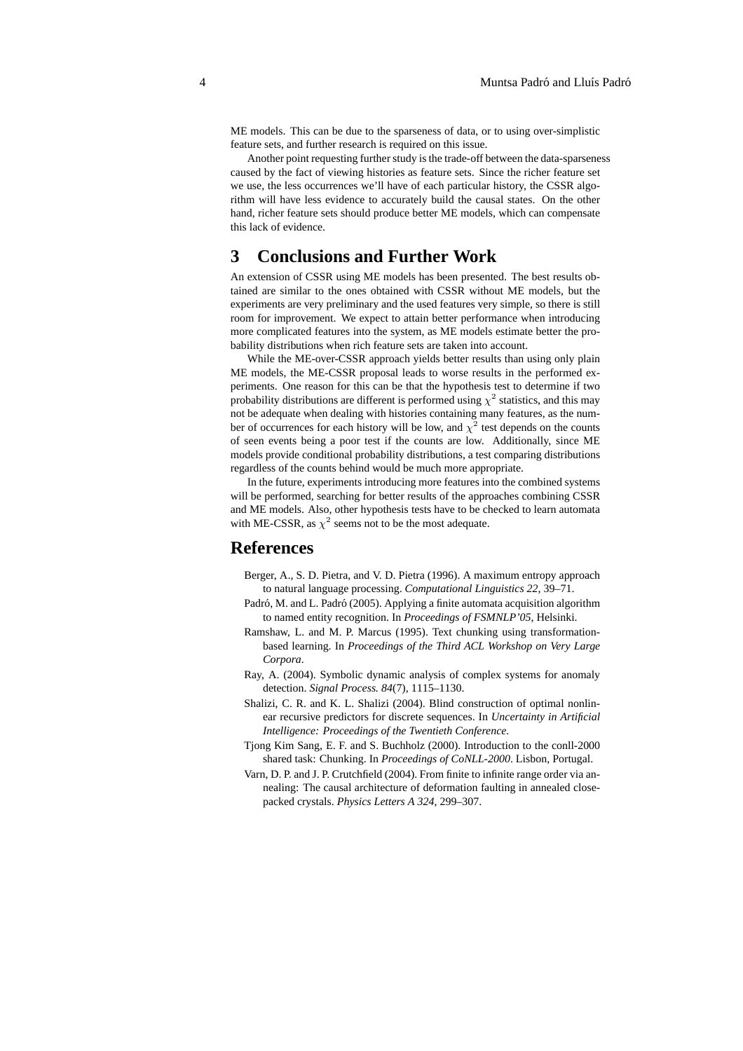ME models. This can be due to the sparseness of data, or to using over-simplistic feature sets, and further research is required on this issue.

Another point requesting further study is the trade-off between the data-sparseness caused by the fact of viewing histories as feature sets. Since the richer feature set we use, the less occurrences we'll have of each particular history, the CSSR algorithm will have less evidence to accurately build the causal states. On the other hand, richer feature sets should produce better ME models, which can compensate this lack of evidence.

## 3 Conclusions and Further Work

An extension of CSSR using ME models has been presented. The best results obtained are similar to the ones obtained with CSSR without ME models, but the experiments are very preliminary and the used features very simple, so there is still room for improvement. We expect to attain better performance when introducing more complicated features into the system, as ME models estimate better the probability distributions when rich feature sets are taken into account.

While the ME-over-CSSR approach yields better results than using only plain ME models, the ME-CSSR proposal leads to worse results in the performed experiments. One reason for this can be that the hypothesis test to determine if two probability distributions are different is performed using $\chi^2$ statistics, and this may not be adequate when dealing with histories containing many features, as the number of occurrences for each history will be low, and $\chi^2$ test depends on the counts of seen events being a poor test if the counts are low. Additionally, since ME models provide conditional probability distributions, a test comparing distributions regardless of the counts behind would be much more appropriate.

In the future, experiments introducing more features into the combined systems will be performed, searching for better results of the approaches combining CSSR and ME models. Also, other hypothesis tests have to be checked to learn automata with ME-CSSR, as $\chi^2$ seems not to be the most adequate.

## References

Berger, A., S. D. Pietra, and V. D. Pietra (1996). A maximum entropy approach to natural language processing. *Computational Linguistics 22*, 39–71.

Padró, M. and L. Padró (2005). Applying a finite automata acquisition algorithm to named entity recognition. In *Proceedings of FSMNLP'05*, Helsinki.

Ramshaw, L. and M. P. Marcus (1995). Text chunking using transformation-based learning. In *Proceedings of the Third ACL Workshop on Very Large Corpora*.

Ray, A. (2004). Symbolic dynamic analysis of complex systems for anomaly detection. *Signal Process. 84*(7), 1115–1130.

Shalizi, C. R. and K. L. Shalizi (2004). Blind construction of optimal nonlinear recursive predictors for discrete sequences. In *Uncertainty in Artificial Intelligence: Proceedings of the Twentieth Conference*.

Tjong Kim Sang, E. F. and S. Buchholz (2000). Introduction to the conll-2000 shared task: Chunking. In *Proceedings of CoNLL-2000*. Lisbon, Portugal.

Varn, D. P. and J. P. Crutchfield (2004). From finite to infinite range order via annealing: The causal architecture of deformation faulting in annealed close-packed crystals. *Physics Letters A 324*, 299–307.